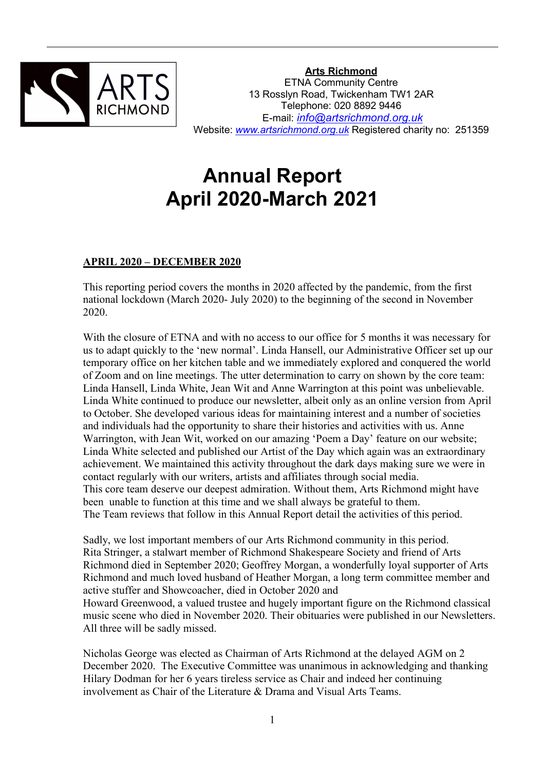**Arts Richmond**
ETNA Community Centre
13 Rosslyn Road, Twickenham TW1 2AR
Telephone: 020 8892 9446
E-mail: *info@artsrichmond.org.uk*
Website: *www.artsrichmond.org.uk* Registered charity no: 251359

# Annual Report
# April 2020-March 2021

## APRIL 2020 – DECEMBER 2020

This reporting period covers the months in 2020 affected by the pandemic, from the first national lockdown (March 2020- July 2020) to the beginning of the second in November 2020.

With the closure of ETNA and with no access to our office for 5 months it was necessary for us to adapt quickly to the 'new normal'. Linda Hansell, our Administrative Officer set up our temporary office on her kitchen table and we immediately explored and conquered the world of Zoom and on line meetings. The utter determination to carry on shown by the core team: Linda Hansell, Linda White, Jean Wit and Anne Warrington at this point was unbelievable. Linda White continued to produce our newsletter, albeit only as an online version from April to October. She developed various ideas for maintaining interest and a number of societies and individuals had the opportunity to share their histories and activities with us. Anne Warrington, with Jean Wit, worked on our amazing 'Poem a Day' feature on our website; Linda White selected and published our Artist of the Day which again was an extraordinary achievement. We maintained this activity throughout the dark days making sure we were in contact regularly with our writers, artists and affiliates through social media.
This core team deserve our deepest admiration. Without them, Arts Richmond might have been unable to function at this time and we shall always be grateful to them.
The Team reviews that follow in this Annual Report detail the activities of this period.

Sadly, we lost important members of our Arts Richmond community in this period.
Rita Stringer, a stalwart member of Richmond Shakespeare Society and friend of Arts Richmond died in September 2020; Geoffrey Morgan, a wonderfully loyal supporter of Arts Richmond and much loved husband of Heather Morgan, a long term committee member and active stuffer and Showcoacher, died in October 2020 and
Howard Greenwood, a valued trustee and hugely important figure on the Richmond classical music scene who died in November 2020. Their obituaries were published in our Newsletters. All three will be sadly missed.

Nicholas George was elected as Chairman of Arts Richmond at the delayed AGM on 2 December 2020. The Executive Committee was unanimous in acknowledging and thanking Hilary Dodman for her 6 years tireless service as Chair and indeed her continuing involvement as Chair of the Literature & Drama and Visual Arts Teams.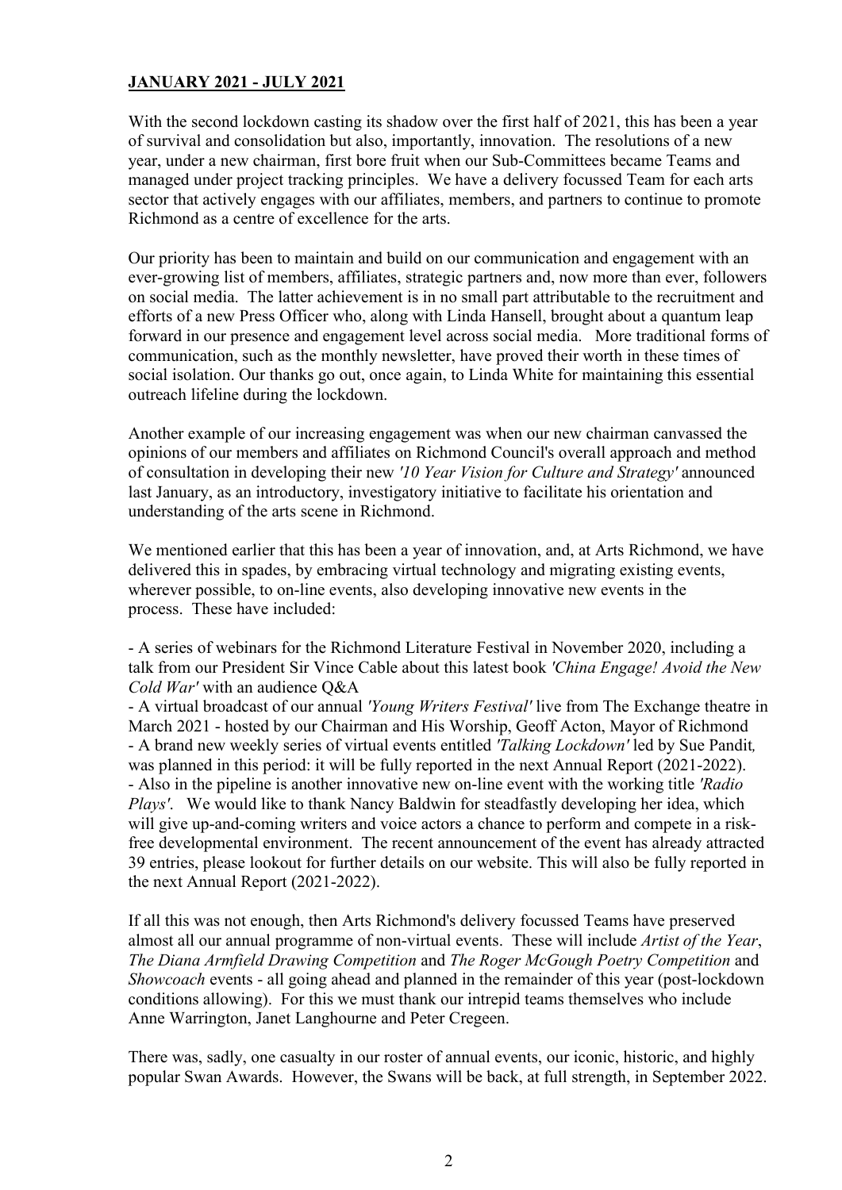**JANUARY 2021 - JULY 2021**

With the second lockdown casting its shadow over the first half of 2021, this has been a year of survival and consolidation but also, importantly, innovation. The resolutions of a new year, under a new chairman, first bore fruit when our Sub-Committees became Teams and managed under project tracking principles. We have a delivery focussed Team for each arts sector that actively engages with our affiliates, members, and partners to continue to promote Richmond as a centre of excellence for the arts.

Our priority has been to maintain and build on our communication and engagement with an ever-growing list of members, affiliates, strategic partners and, now more than ever, followers on social media. The latter achievement is in no small part attributable to the recruitment and efforts of a new Press Officer who, along with Linda Hansell, brought about a quantum leap forward in our presence and engagement level across social media. More traditional forms of communication, such as the monthly newsletter, have proved their worth in these times of social isolation. Our thanks go out, once again, to Linda White for maintaining this essential outreach lifeline during the lockdown.

Another example of our increasing engagement was when our new chairman canvassed the opinions of our members and affiliates on Richmond Council's overall approach and method of consultation in developing their new *'10 Year Vision for Culture and Strategy'* announced last January, as an introductory, investigatory initiative to facilitate his orientation and understanding of the arts scene in Richmond.

We mentioned earlier that this has been a year of innovation, and, at Arts Richmond, we have delivered this in spades, by embracing virtual technology and migrating existing events, wherever possible, to on-line events, also developing innovative new events in the process. These have included:

- A series of webinars for the Richmond Literature Festival in November 2020, including a talk from our President Sir Vince Cable about this latest book *'China Engage! Avoid the New Cold War'* with an audience Q&A
- A virtual broadcast of our annual *'Young Writers Festival'* live from The Exchange theatre in March 2021 - hosted by our Chairman and His Worship, Geoff Acton, Mayor of Richmond
- A brand new weekly series of virtual events entitled *'Talking Lockdown'* led by Sue Pandit, was planned in this period: it will be fully reported in the next Annual Report (2021-2022).
- Also in the pipeline is another innovative new on-line event with the working title *'Radio Plays'*. We would like to thank Nancy Baldwin for steadfastly developing her idea, which will give up-and-coming writers and voice actors a chance to perform and compete in a risk-free developmental environment. The recent announcement of the event has already attracted 39 entries, please lookout for further details on our website. This will also be fully reported in the next Annual Report (2021-2022).

If all this was not enough, then Arts Richmond's delivery focussed Teams have preserved almost all our annual programme of non-virtual events. These will include *Artist of the Year*, *The Diana Armfield Drawing Competition* and *The Roger McGough Poetry Competition* and *Showcoach* events - all going ahead and planned in the remainder of this year (post-lockdown conditions allowing). For this we must thank our intrepid teams themselves who include Anne Warrington, Janet Langhourne and Peter Cregeen.

There was, sadly, one casualty in our roster of annual events, our iconic, historic, and highly popular Swan Awards. However, the Swans will be back, at full strength, in September 2022.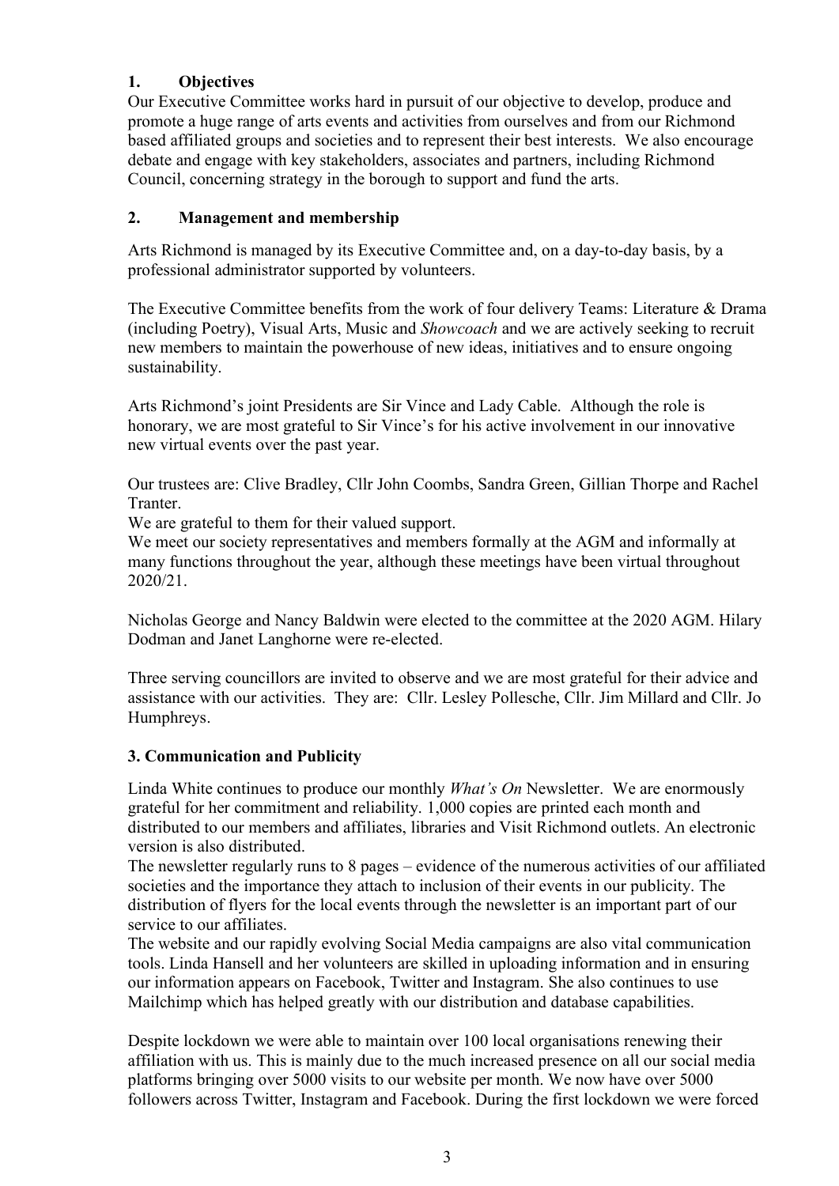## 1. Objectives

Our Executive Committee works hard in pursuit of our objective to develop, produce and promote a huge range of arts events and activities from ourselves and from our Richmond based affiliated groups and societies and to represent their best interests. We also encourage debate and engage with key stakeholders, associates and partners, including Richmond Council, concerning strategy in the borough to support and fund the arts.

## 2. Management and membership

Arts Richmond is managed by its Executive Committee and, on a day-to-day basis, by a professional administrator supported by volunteers.

The Executive Committee benefits from the work of four delivery Teams: Literature & Drama (including Poetry), Visual Arts, Music and *Showcoach* and we are actively seeking to recruit new members to maintain the powerhouse of new ideas, initiatives and to ensure ongoing sustainability.

Arts Richmond's joint Presidents are Sir Vince and Lady Cable. Although the role is honorary, we are most grateful to Sir Vince's for his active involvement in our innovative new virtual events over the past year.

Our trustees are: Clive Bradley, Cllr John Coombs, Sandra Green, Gillian Thorpe and Rachel Tranter.
We are grateful to them for their valued support.
We meet our society representatives and members formally at the AGM and informally at many functions throughout the year, although these meetings have been virtual throughout 2020/21.

Nicholas George and Nancy Baldwin were elected to the committee at the 2020 AGM. Hilary Dodman and Janet Langhorne were re-elected.

Three serving councillors are invited to observe and we are most grateful for their advice and assistance with our activities. They are: Cllr. Lesley Pollesche, Cllr. Jim Millard and Cllr. Jo Humphreys.

## 3. Communication and Publicity

Linda White continues to produce our monthly *What's On* Newsletter. We are enormously grateful for her commitment and reliability. 1,000 copies are printed each month and distributed to our members and affiliates, libraries and Visit Richmond outlets. An electronic version is also distributed.
The newsletter regularly runs to 8 pages – evidence of the numerous activities of our affiliated societies and the importance they attach to inclusion of their events in our publicity. The distribution of flyers for the local events through the newsletter is an important part of our service to our affiliates.
The website and our rapidly evolving Social Media campaigns are also vital communication tools. Linda Hansell and her volunteers are skilled in uploading information and in ensuring our information appears on Facebook, Twitter and Instagram. She also continues to use Mailchimp which has helped greatly with our distribution and database capabilities.

Despite lockdown we were able to maintain over 100 local organisations renewing their affiliation with us. This is mainly due to the much increased presence on all our social media platforms bringing over 5000 visits to our website per month. We now have over 5000 followers across Twitter, Instagram and Facebook. During the first lockdown we were forced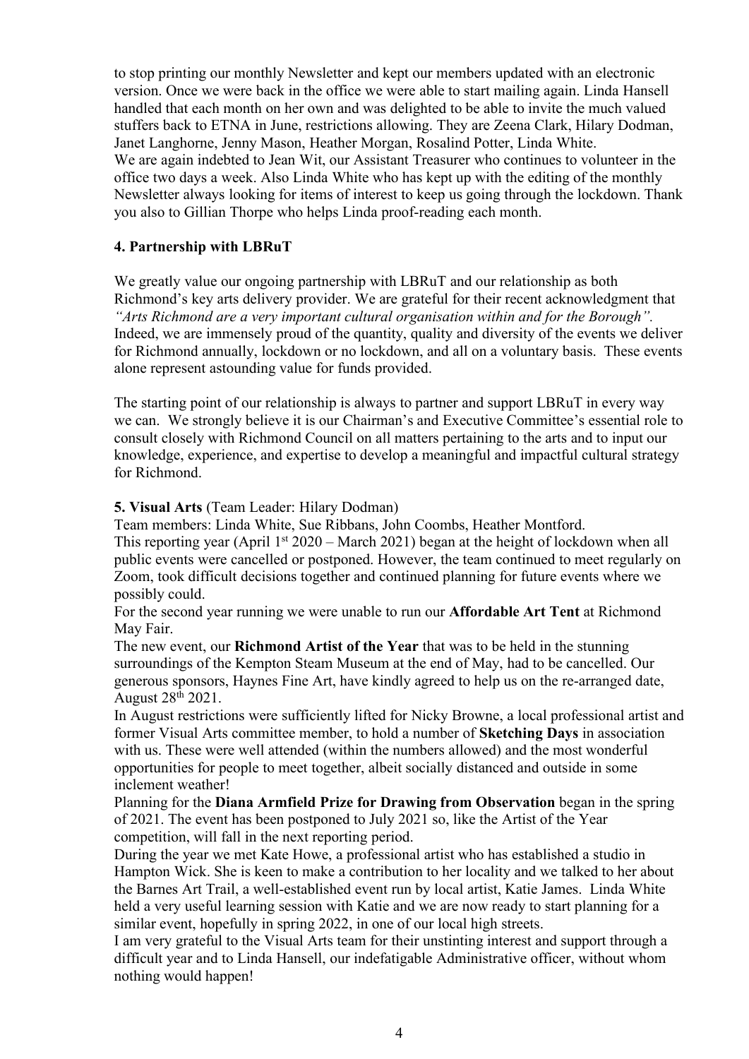to stop printing our monthly Newsletter and kept our members updated with an electronic version. Once we were back in the office we were able to start mailing again. Linda Hansell handled that each month on her own and was delighted to be able to invite the much valued stuffers back to ETNA in June, restrictions allowing. They are Zeena Clark, Hilary Dodman, Janet Langhorne, Jenny Mason, Heather Morgan, Rosalind Potter, Linda White.
We are again indebted to Jean Wit, our Assistant Treasurer who continues to volunteer in the office two days a week. Also Linda White who has kept up with the editing of the monthly Newsletter always looking for items of interest to keep us going through the lockdown. Thank you also to Gillian Thorpe who helps Linda proof-reading each month.

### 4. Partnership with LBRuT

We greatly value our ongoing partnership with LBRuT and our relationship as both Richmond's key arts delivery provider. We are grateful for their recent acknowledgment that *"Arts Richmond are a very important cultural organisation within and for the Borough".* Indeed, we are immensely proud of the quantity, quality and diversity of the events we deliver for Richmond annually, lockdown or no lockdown, and all on a voluntary basis. These events alone represent astounding value for funds provided.

The starting point of our relationship is always to partner and support LBRuT in every way we can. We strongly believe it is our Chairman's and Executive Committee's essential role to consult closely with Richmond Council on all matters pertaining to the arts and to input our knowledge, experience, and expertise to develop a meaningful and impactful cultural strategy for Richmond.

### 5. Visual Arts (Team Leader: Hilary Dodman)

Team members: Linda White, Sue Ribbans, John Coombs, Heather Montford.
This reporting year (April 1st 2020 – March 2021) began at the height of lockdown when all public events were cancelled or postponed. However, the team continued to meet regularly on Zoom, took difficult decisions together and continued planning for future events where we possibly could.
For the second year running we were unable to run our **Affordable Art Tent** at Richmond May Fair.
The new event, our **Richmond Artist of the Year** that was to be held in the stunning surroundings of the Kempton Steam Museum at the end of May, had to be cancelled. Our generous sponsors, Haynes Fine Art, have kindly agreed to help us on the re-arranged date, August 28th 2021.
In August restrictions were sufficiently lifted for Nicky Browne, a local professional artist and former Visual Arts committee member, to hold a number of **Sketching Days** in association with us. These were well attended (within the numbers allowed) and the most wonderful opportunities for people to meet together, albeit socially distanced and outside in some inclement weather!
Planning for the **Diana Armfield Prize for Drawing from Observation** began in the spring of 2021. The event has been postponed to July 2021 so, like the Artist of the Year competition, will fall in the next reporting period.
During the year we met Kate Howe, a professional artist who has established a studio in Hampton Wick. She is keen to make a contribution to her locality and we talked to her about the Barnes Art Trail, a well-established event run by local artist, Katie James. Linda White held a very useful learning session with Katie and we are now ready to start planning for a similar event, hopefully in spring 2022, in one of our local high streets.
I am very grateful to the Visual Arts team for their unstinting interest and support through a difficult year and to Linda Hansell, our indefatigable Administrative officer, without whom nothing would happen!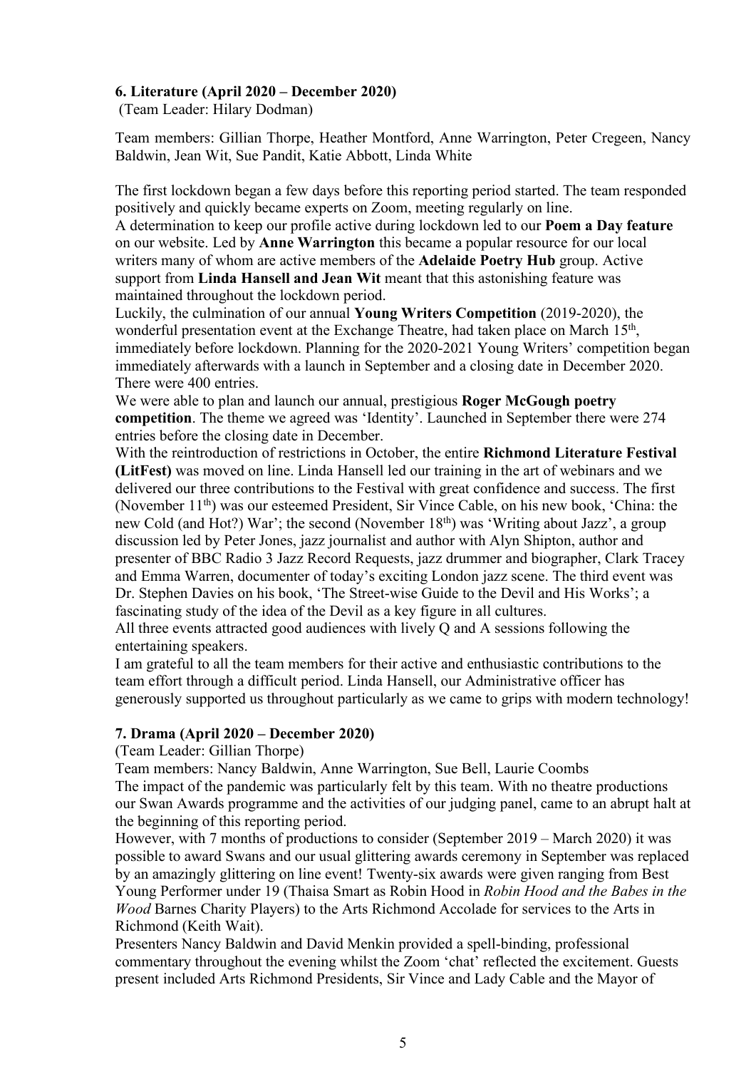**6. Literature (April 2020 – December 2020)**

(Team Leader: Hilary Dodman)

Team members: Gillian Thorpe, Heather Montford, Anne Warrington, Peter Cregeen, Nancy Baldwin, Jean Wit, Sue Pandit, Katie Abbott, Linda White

The first lockdown began a few days before this reporting period started. The team responded positively and quickly became experts on Zoom, meeting regularly on line.

A determination to keep our profile active during lockdown led to our **Poem a Day feature** on our website. Led by **Anne Warrington** this became a popular resource for our local writers many of whom are active members of the **Adelaide Poetry Hub** group. Active support from **Linda Hansell and Jean Wit** meant that this astonishing feature was maintained throughout the lockdown period.

Luckily, the culmination of our annual **Young Writers Competition** (2019-2020), the wonderful presentation event at the Exchange Theatre, had taken place on March 15th, immediately before lockdown. Planning for the 2020-2021 Young Writers' competition began immediately afterwards with a launch in September and a closing date in December 2020. There were 400 entries.

We were able to plan and launch our annual, prestigious **Roger McGough poetry competition**. The theme we agreed was 'Identity'. Launched in September there were 274 entries before the closing date in December.

With the reintroduction of restrictions in October, the entire **Richmond Literature Festival (LitFest)** was moved on line. Linda Hansell led our training in the art of webinars and we delivered our three contributions to the Festival with great confidence and success. The first (November 11th) was our esteemed President, Sir Vince Cable, on his new book, 'China: the new Cold (and Hot?) War'; the second (November 18th) was 'Writing about Jazz', a group discussion led by Peter Jones, jazz journalist and author with Alyn Shipton, author and presenter of BBC Radio 3 Jazz Record Requests, jazz drummer and biographer, Clark Tracey and Emma Warren, documenter of today's exciting London jazz scene. The third event was Dr. Stephen Davies on his book, 'The Street-wise Guide to the Devil and His Works'; a fascinating study of the idea of the Devil as a key figure in all cultures.

All three events attracted good audiences with lively Q and A sessions following the entertaining speakers.

I am grateful to all the team members for their active and enthusiastic contributions to the team effort through a difficult period. Linda Hansell, our Administrative officer has generously supported us throughout particularly as we came to grips with modern technology!

**7. Drama (April 2020 – December 2020)**

(Team Leader: Gillian Thorpe)

Team members: Nancy Baldwin, Anne Warrington, Sue Bell, Laurie Coombs

The impact of the pandemic was particularly felt by this team. With no theatre productions our Swan Awards programme and the activities of our judging panel, came to an abrupt halt at the beginning of this reporting period.

However, with 7 months of productions to consider (September 2019 – March 2020) it was possible to award Swans and our usual glittering awards ceremony in September was replaced by an amazingly glittering on line event! Twenty-six awards were given ranging from Best Young Performer under 19 (Thaisa Smart as Robin Hood in *Robin Hood and the Babes in the Wood* Barnes Charity Players) to the Arts Richmond Accolade for services to the Arts in Richmond (Keith Wait).

Presenters Nancy Baldwin and David Menkin provided a spell-binding, professional commentary throughout the evening whilst the Zoom 'chat' reflected the excitement. Guests present included Arts Richmond Presidents, Sir Vince and Lady Cable and the Mayor of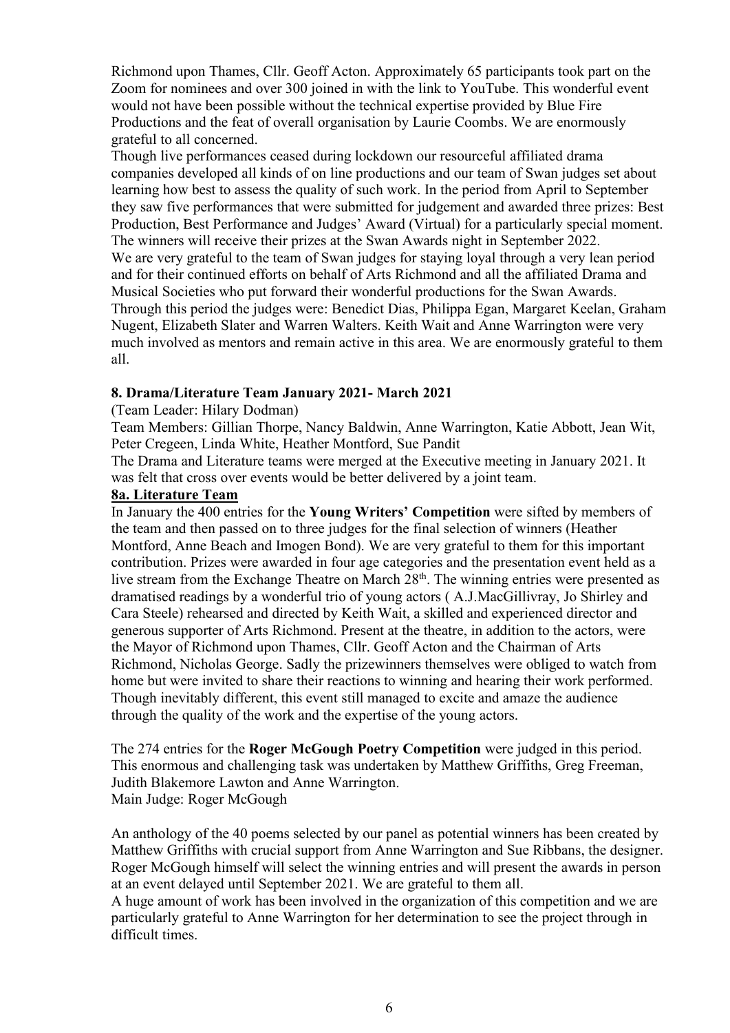Richmond upon Thames, Cllr. Geoff Acton. Approximately 65 participants took part on the Zoom for nominees and over 300 joined in with the link to YouTube. This wonderful event would not have been possible without the technical expertise provided by Blue Fire Productions and the feat of overall organisation by Laurie Coombs. We are enormously grateful to all concerned.

Though live performances ceased during lockdown our resourceful affiliated drama companies developed all kinds of on line productions and our team of Swan judges set about learning how best to assess the quality of such work. In the period from April to September they saw five performances that were submitted for judgement and awarded three prizes: Best Production, Best Performance and Judges' Award (Virtual) for a particularly special moment. The winners will receive their prizes at the Swan Awards night in September 2022.

We are very grateful to the team of Swan judges for staying loyal through a very lean period and for their continued efforts on behalf of Arts Richmond and all the affiliated Drama and Musical Societies who put forward their wonderful productions for the Swan Awards. Through this period the judges were: Benedict Dias, Philippa Egan, Margaret Keelan, Graham Nugent, Elizabeth Slater and Warren Walters. Keith Wait and Anne Warrington were very much involved as mentors and remain active in this area. We are enormously grateful to them all.

### 8. Drama/Literature Team January 2021- March 2021

(Team Leader: Hilary Dodman)

Team Members: Gillian Thorpe, Nancy Baldwin, Anne Warrington, Katie Abbott, Jean Wit, Peter Cregeen, Linda White, Heather Montford, Sue Pandit

The Drama and Literature teams were merged at the Executive meeting in January 2021. It was felt that cross over events would be better delivered by a joint team.

#### 8a. Literature Team

In January the 400 entries for the **Young Writers' Competition** were sifted by members of the team and then passed on to three judges for the final selection of winners (Heather Montford, Anne Beach and Imogen Bond). We are very grateful to them for this important contribution. Prizes were awarded in four age categories and the presentation event held as a live stream from the Exchange Theatre on March 28th. The winning entries were presented as dramatised readings by a wonderful trio of young actors ( A.J.MacGillivray, Jo Shirley and Cara Steele) rehearsed and directed by Keith Wait, a skilled and experienced director and generous supporter of Arts Richmond. Present at the theatre, in addition to the actors, were the Mayor of Richmond upon Thames, Cllr. Geoff Acton and the Chairman of Arts Richmond, Nicholas George. Sadly the prizewinners themselves were obliged to watch from home but were invited to share their reactions to winning and hearing their work performed. Though inevitably different, this event still managed to excite and amaze the audience through the quality of the work and the expertise of the young actors.

The 274 entries for the **Roger McGough Poetry Competition** were judged in this period. This enormous and challenging task was undertaken by Matthew Griffiths, Greg Freeman, Judith Blakemore Lawton and Anne Warrington.
Main Judge: Roger McGough

An anthology of the 40 poems selected by our panel as potential winners has been created by Matthew Griffiths with crucial support from Anne Warrington and Sue Ribbans, the designer. Roger McGough himself will select the winning entries and will present the awards in person at an event delayed until September 2021. We are grateful to them all.

A huge amount of work has been involved in the organization of this competition and we are particularly grateful to Anne Warrington for her determination to see the project through in difficult times.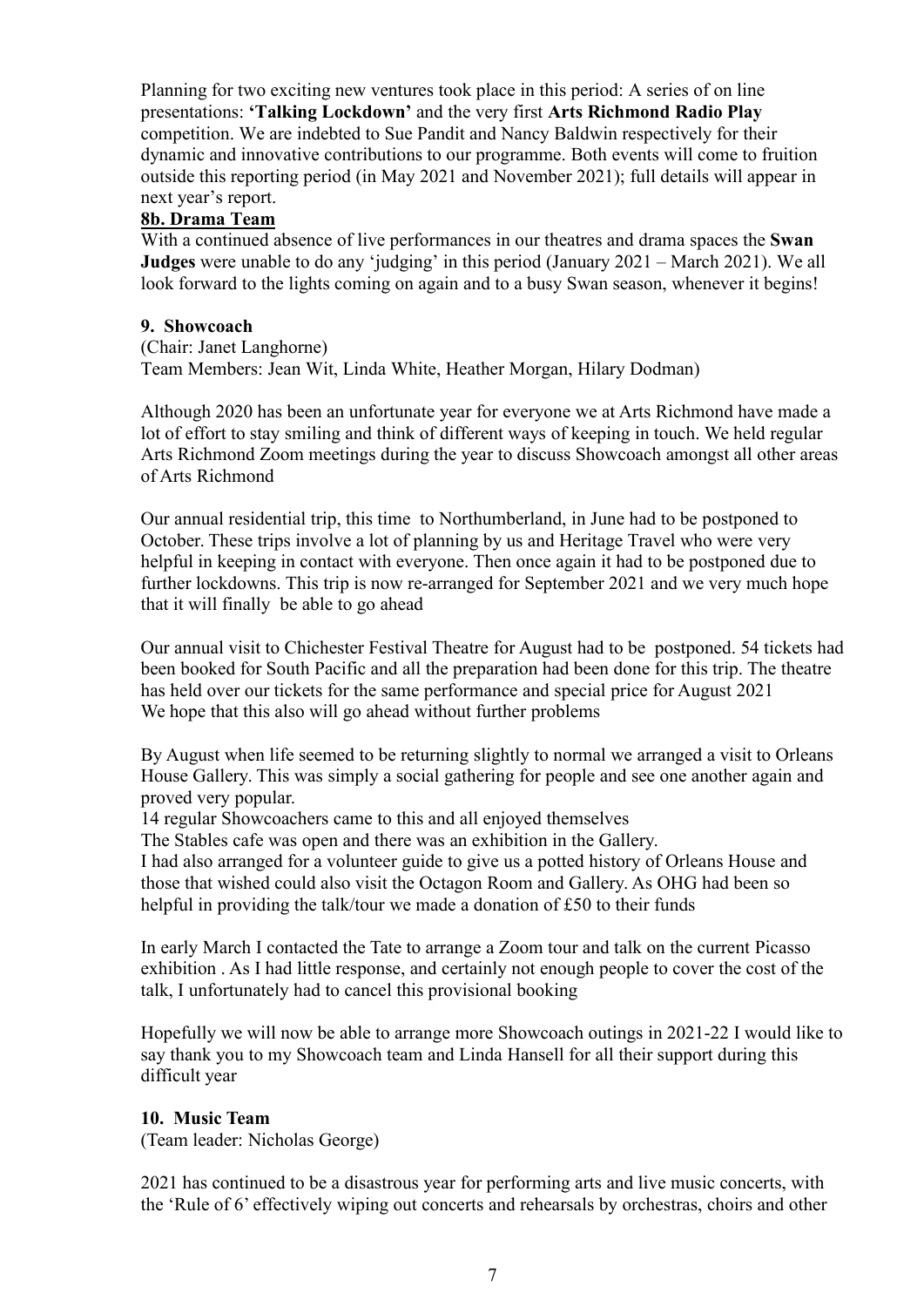Planning for two exciting new ventures took place in this period: A series of on line presentations: **'Talking Lockdown'** and the very first **Arts Richmond Radio Play** competition. We are indebted to Sue Pandit and Nancy Baldwin respectively for their dynamic and innovative contributions to our programme. Both events will come to fruition outside this reporting period (in May 2021 and November 2021); full details will appear in next year's report.

**8b. Drama Team**

With a continued absence of live performances in our theatres and drama spaces the **Swan Judges** were unable to do any 'judging' in this period (January 2021 – March 2021). We all look forward to the lights coming on again and to a busy Swan season, whenever it begins!

**9. Showcoach**

(Chair: Janet Langhorne)
Team Members: Jean Wit, Linda White, Heather Morgan, Hilary Dodman)

Although 2020 has been an unfortunate year for everyone we at Arts Richmond have made a lot of effort to stay smiling and think of different ways of keeping in touch. We held regular Arts Richmond Zoom meetings during the year to discuss Showcoach amongst all other areas of Arts Richmond

Our annual residential trip, this time to Northumberland, in June had to be postponed to October. These trips involve a lot of planning by us and Heritage Travel who were very helpful in keeping in contact with everyone. Then once again it had to be postponed due to further lockdowns. This trip is now re-arranged for September 2021 and we very much hope that it will finally be able to go ahead

Our annual visit to Chichester Festival Theatre for August had to be postponed. 54 tickets had been booked for South Pacific and all the preparation had been done for this trip. The theatre has held over our tickets for the same performance and special price for August 2021
We hope that this also will go ahead without further problems

By August when life seemed to be returning slightly to normal we arranged a visit to Orleans House Gallery. This was simply a social gathering for people and see one another again and proved very popular.
14 regular Showcoachers came to this and all enjoyed themselves
The Stables cafe was open and there was an exhibition in the Gallery.
I had also arranged for a volunteer guide to give us a potted history of Orleans House and those that wished could also visit the Octagon Room and Gallery. As OHG had been so helpful in providing the talk/tour we made a donation of £50 to their funds

In early March I contacted the Tate to arrange a Zoom tour and talk on the current Picasso exhibition . As I had little response, and certainly not enough people to cover the cost of the talk, I unfortunately had to cancel this provisional booking

Hopefully we will now be able to arrange more Showcoach outings in 2021-22 I would like to say thank you to my Showcoach team and Linda Hansell for all their support during this difficult year

**10. Music Team**

(Team leader: Nicholas George)

2021 has continued to be a disastrous year for performing arts and live music concerts, with the 'Rule of 6' effectively wiping out concerts and rehearsals by orchestras, choirs and other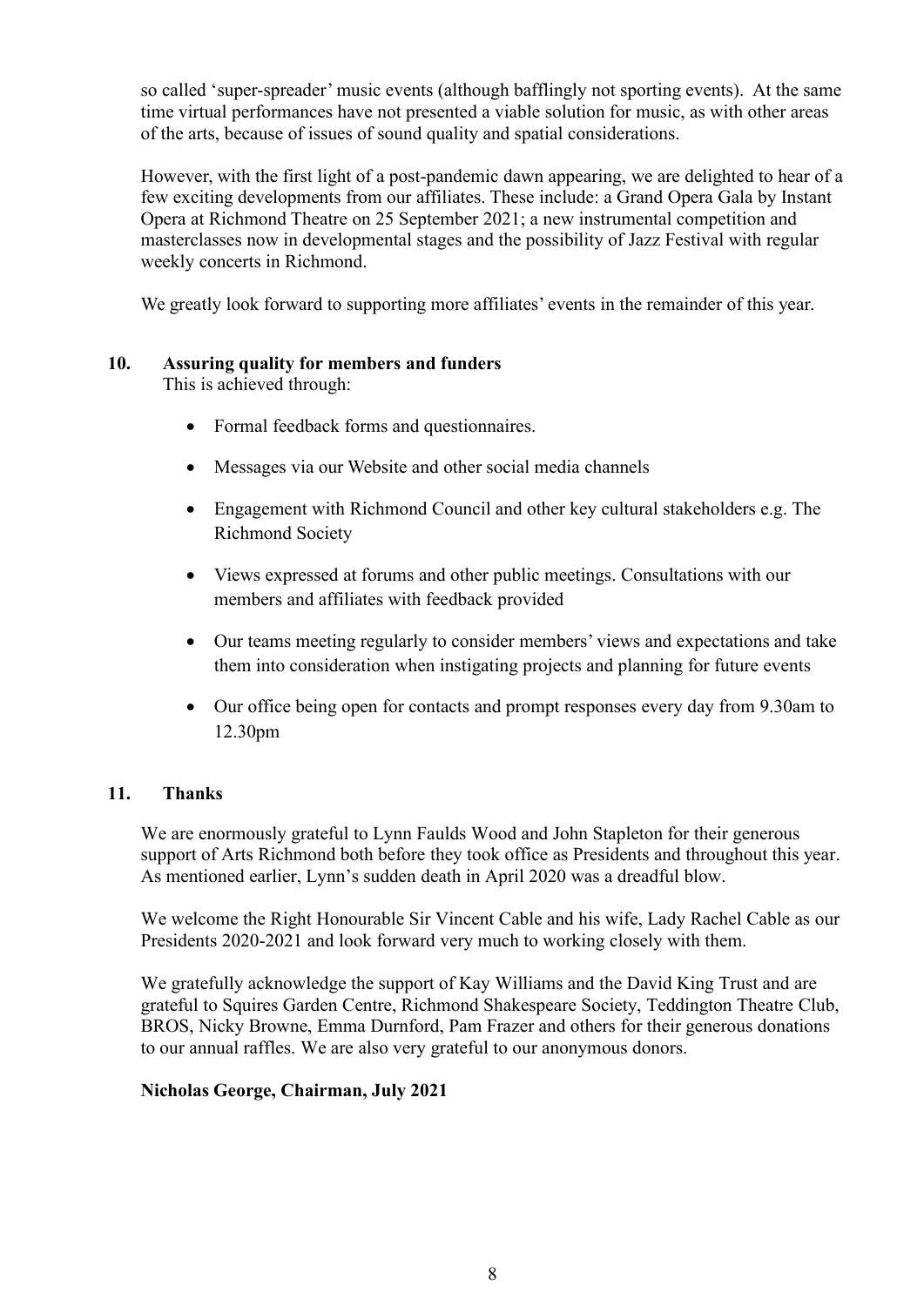so called 'super-spreader' music events (although bafflingly not sporting events). At the same time virtual performances have not presented a viable solution for music, as with other areas of the arts, because of issues of sound quality and spatial considerations.

However, with the first light of a post-pandemic dawn appearing, we are delighted to hear of a few exciting developments from our affiliates. These include: a Grand Opera Gala by Instant Opera at Richmond Theatre on 25 September 2021; a new instrumental competition and masterclasses now in developmental stages and the possibility of Jazz Festival with regular weekly concerts in Richmond.

We greatly look forward to supporting more affiliates' events in the remainder of this year.

## 10. Assuring quality for members and funders

This is achieved through:

- Formal feedback forms and questionnaires.
- Messages via our Website and other social media channels
- Engagement with Richmond Council and other key cultural stakeholders e.g. The Richmond Society
- Views expressed at forums and other public meetings. Consultations with our members and affiliates with feedback provided
- Our teams meeting regularly to consider members' views and expectations and take them into consideration when instigating projects and planning for future events
- Our office being open for contacts and prompt responses every day from 9.30am to 12.30pm

## 11. Thanks

We are enormously grateful to Lynn Faulds Wood and John Stapleton for their generous support of Arts Richmond both before they took office as Presidents and throughout this year. As mentioned earlier, Lynn's sudden death in April 2020 was a dreadful blow.

We welcome the Right Honourable Sir Vincent Cable and his wife, Lady Rachel Cable as our Presidents 2020-2021 and look forward very much to working closely with them.

We gratefully acknowledge the support of Kay Williams and the David King Trust and are grateful to Squires Garden Centre, Richmond Shakespeare Society, Teddington Theatre Club, BROS, Nicky Browne, Emma Durnford, Pam Frazer and others for their generous donations to our annual raffles. We are also very grateful to our anonymous donors.

**Nicholas George, Chairman, July 2021**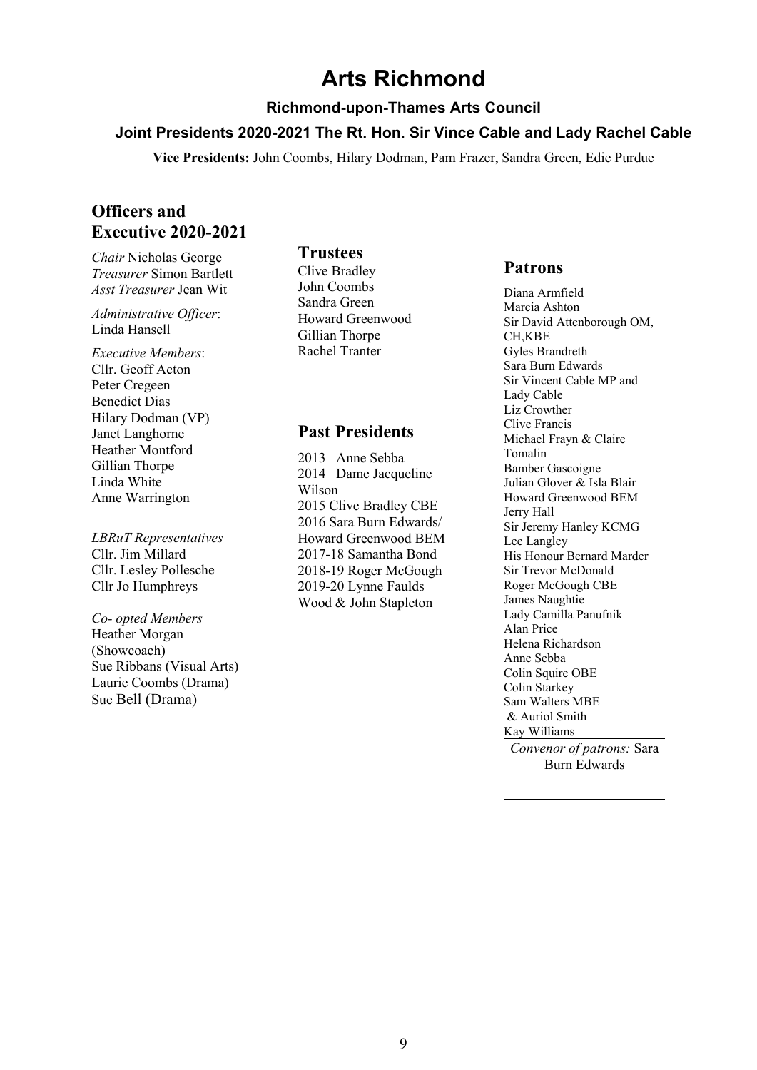# Arts Richmond

### Richmond-upon-Thames Arts Council

### Joint Presidents 2020-2021 The Rt. Hon. Sir Vince Cable and Lady Rachel Cable

**Vice Presidents:** John Coombs, Hilary Dodman, Pam Frazer, Sandra Green, Edie Purdue

## Officers and Executive 2020-2021

*Chair* Nicholas George
*Treasurer* Simon Bartlett
*Asst Treasurer* Jean Wit

*Administrative Officer*:
Linda Hansell

*Executive Members*:
Cllr. Geoff Acton
Peter Cregeen
Benedict Dias
Hilary Dodman (VP)
Janet Langhorne
Heather Montford
Gillian Thorpe
Linda White
Anne Warrington

*LBRuT Representatives*
Cllr. Jim Millard
Cllr. Lesley Pollesche
Cllr Jo Humphreys

*Co- opted Members*
Heather Morgan (Showcoach)
Sue Ribbans (Visual Arts)
Laurie Coombs (Drama)
Sue Bell (Drama)

## Trustees

Clive Bradley
John Coombs
Sandra Green
Howard Greenwood
Gillian Thorpe
Rachel Tranter

## Past Presidents

2013 Anne Sebba
2014 Dame Jacqueline Wilson
2015 Clive Bradley CBE
2016 Sara Burn Edwards/ Howard Greenwood BEM
2017-18 Samantha Bond
2018-19 Roger McGough
2019-20 Lynne Faulds Wood & John Stapleton

## Patrons

Diana Armfield
Marcia Ashton
Sir David Attenborough OM, CH,KBE
Gyles Brandreth
Sara Burn Edwards
Sir Vincent Cable MP and Lady Cable
Liz Crowther
Clive Francis
Michael Frayn & Claire Tomalin
Bamber Gascoigne
Julian Glover & Isla Blair
Howard Greenwood BEM
Jerry Hall
Sir Jeremy Hanley KCMG
Lee Langley
His Honour Bernard Marder
Sir Trevor McDonald
Roger McGough CBE
James Naughtie
Lady Camilla Panufnik
Alan Price
Helena Richardson
Anne Sebba
Colin Squire OBE
Colin Starkey
Sam Walters MBE & Auriol Smith
Kay Williams

*Convenor of patrons:* Sara Burn Edwards